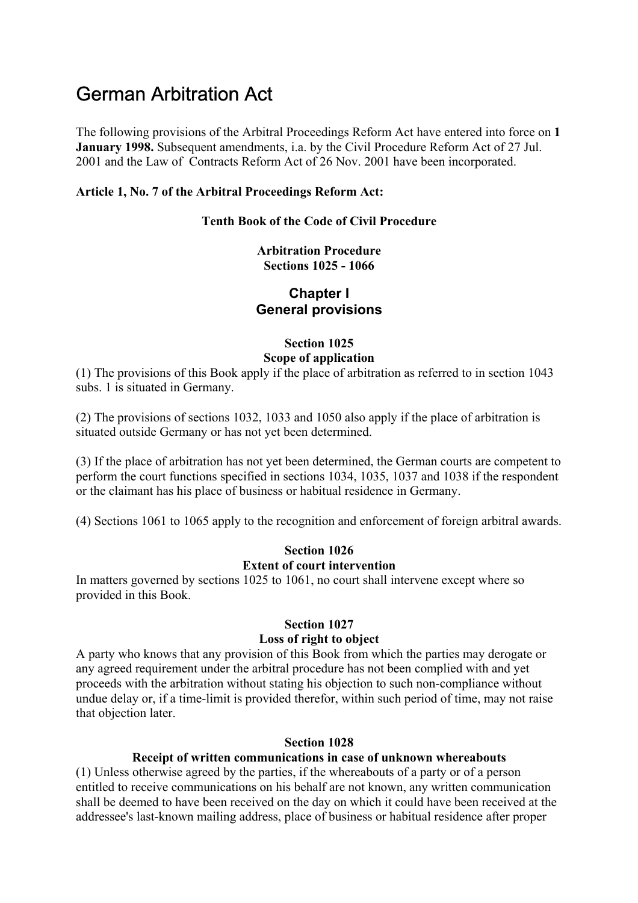# German Arbitration Act

The following provisions of the Arbitral Proceedings Reform Act have entered into force on **1 January 1998.** Subsequent amendments, i.a. by the Civil Procedure Reform Act of 27 Jul. 2001 and the Law of Contracts Reform Act of 26 Nov. 2001 have been incorporated.

**Article 1, No. 7 of the Arbitral Proceedings Reform Act:**

**Tenth Book of the Code of Civil Procedure**

**Arbitration Procedure**
**Sections 1025 - 1066**

## Chapter I
## General provisions

### Section 1025
### Scope of application

(1) The provisions of this Book apply if the place of arbitration as referred to in section 1043 subs. 1 is situated in Germany.

(2) The provisions of sections 1032, 1033 and 1050 also apply if the place of arbitration is situated outside Germany or has not yet been determined.

(3) If the place of arbitration has not yet been determined, the German courts are competent to perform the court functions specified in sections 1034, 1035, 1037 and 1038 if the respondent or the claimant has his place of business or habitual residence in Germany.

(4) Sections 1061 to 1065 apply to the recognition and enforcement of foreign arbitral awards.

### Section 1026
### Extent of court intervention

In matters governed by sections 1025 to 1061, no court shall intervene except where so provided in this Book.

### Section 1027
### Loss of right to object

A party who knows that any provision of this Book from which the parties may derogate or any agreed requirement under the arbitral procedure has not been complied with and yet proceeds with the arbitration without stating his objection to such non-compliance without undue delay or, if a time-limit is provided therefor, within such period of time, may not raise that objection later.

### Section 1028
### Receipt of written communications in case of unknown whereabouts

(1) Unless otherwise agreed by the parties, if the whereabouts of a party or of a person entitled to receive communications on his behalf are not known, any written communication shall be deemed to have been received on the day on which it could have been received at the addressee's last-known mailing address, place of business or habitual residence after proper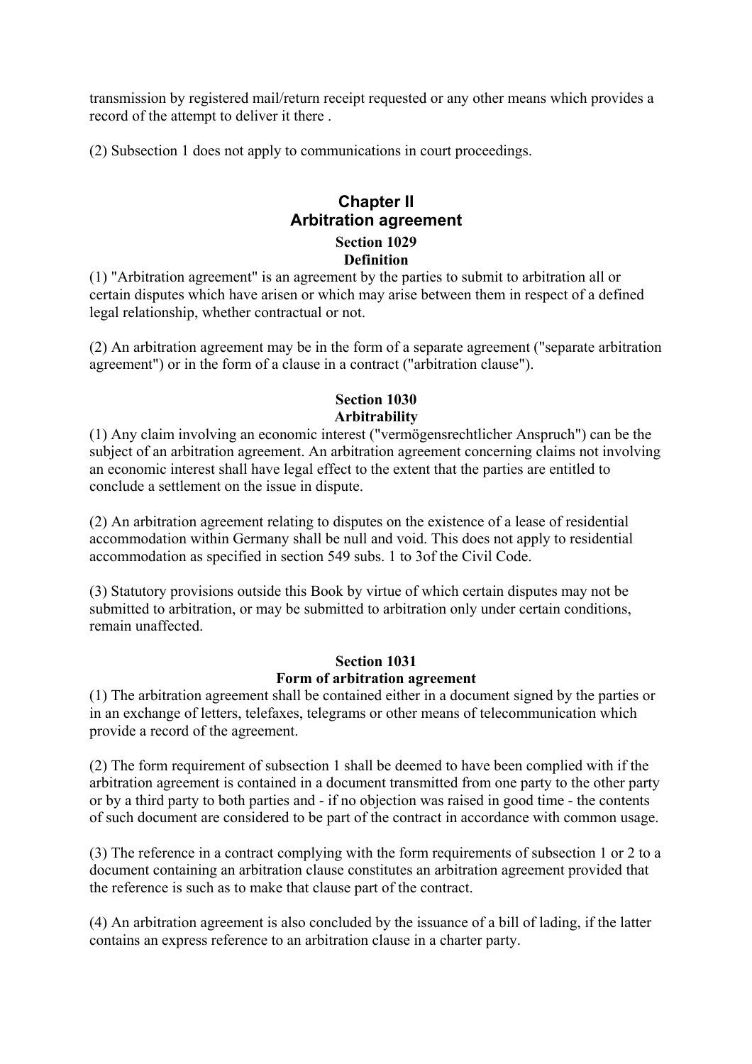transmission by registered mail/return receipt requested or any other means which provides a record of the attempt to deliver it there .

(2) Subsection 1 does not apply to communications in court proceedings.

## Chapter II
## Arbitration agreement

### Section 1029
### Definition

(1) "Arbitration agreement" is an agreement by the parties to submit to arbitration all or certain disputes which have arisen or which may arise between them in respect of a defined legal relationship, whether contractual or not.

(2) An arbitration agreement may be in the form of a separate agreement ("separate arbitration agreement") or in the form of a clause in a contract ("arbitration clause").

### Section 1030
### Arbitrability

(1) Any claim involving an economic interest ("vermögensrechtlicher Anspruch") can be the subject of an arbitration agreement. An arbitration agreement concerning claims not involving an economic interest shall have legal effect to the extent that the parties are entitled to conclude a settlement on the issue in dispute.

(2) An arbitration agreement relating to disputes on the existence of a lease of residential accommodation within Germany shall be null and void. This does not apply to residential accommodation as specified in section 549 subs. 1 to 3of the Civil Code.

(3) Statutory provisions outside this Book by virtue of which certain disputes may not be submitted to arbitration, or may be submitted to arbitration only under certain conditions, remain unaffected.

### Section 1031
### Form of arbitration agreement

(1) The arbitration agreement shall be contained either in a document signed by the parties or in an exchange of letters, telefaxes, telegrams or other means of telecommunication which provide a record of the agreement.

(2) The form requirement of subsection 1 shall be deemed to have been complied with if the arbitration agreement is contained in a document transmitted from one party to the other party or by a third party to both parties and - if no objection was raised in good time - the contents of such document are considered to be part of the contract in accordance with common usage.

(3) The reference in a contract complying with the form requirements of subsection 1 or 2 to a document containing an arbitration clause constitutes an arbitration agreement provided that the reference is such as to make that clause part of the contract.

(4) An arbitration agreement is also concluded by the issuance of a bill of lading, if the latter contains an express reference to an arbitration clause in a charter party.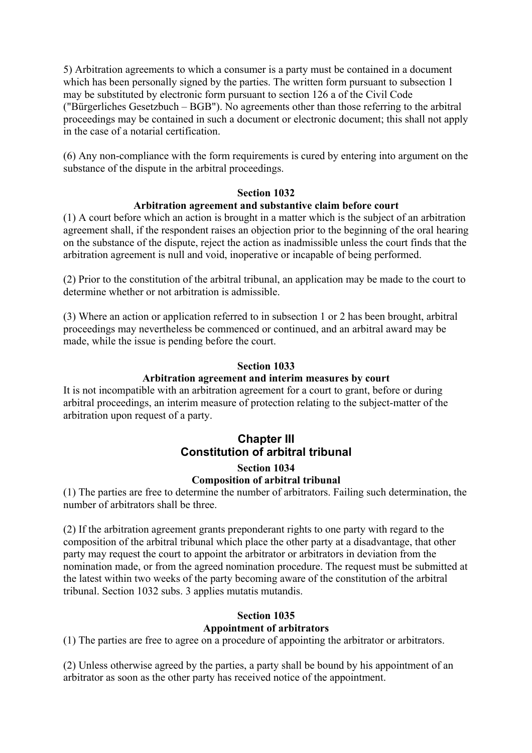5) Arbitration agreements to which a consumer is a party must be contained in a document which has been personally signed by the parties. The written form pursuant to subsection 1 may be substituted by electronic form pursuant to section 126 a of the Civil Code ("Bürgerliches Gesetzbuch – BGB"). No agreements other than those referring to the arbitral proceedings may be contained in such a document or electronic document; this shall not apply in the case of a notarial certification.

(6) Any non-compliance with the form requirements is cured by entering into argument on the substance of the dispute in the arbitral proceedings.

**Section 1032**
**Arbitration agreement and substantive claim before court**

(1) A court before which an action is brought in a matter which is the subject of an arbitration agreement shall, if the respondent raises an objection prior to the beginning of the oral hearing on the substance of the dispute, reject the action as inadmissible unless the court finds that the arbitration agreement is null and void, inoperative or incapable of being performed.

(2) Prior to the constitution of the arbitral tribunal, an application may be made to the court to determine whether or not arbitration is admissible.

(3) Where an action or application referred to in subsection 1 or 2 has been brought, arbitral proceedings may nevertheless be commenced or continued, and an arbitral award may be made, while the issue is pending before the court.

**Section 1033**
**Arbitration agreement and interim measures by court**

It is not incompatible with an arbitration agreement for a court to grant, before or during arbitral proceedings, an interim measure of protection relating to the subject-matter of the arbitration upon request of a party.

## Chapter III
## Constitution of arbitral tribunal

**Section 1034**
**Composition of arbitral tribunal**

(1) The parties are free to determine the number of arbitrators. Failing such determination, the number of arbitrators shall be three.

(2) If the arbitration agreement grants preponderant rights to one party with regard to the composition of the arbitral tribunal which place the other party at a disadvantage, that other party may request the court to appoint the arbitrator or arbitrators in deviation from the nomination made, or from the agreed nomination procedure. The request must be submitted at the latest within two weeks of the party becoming aware of the constitution of the arbitral tribunal. Section 1032 subs. 3 applies mutatis mutandis.

**Section 1035**
**Appointment of arbitrators**

(1) The parties are free to agree on a procedure of appointing the arbitrator or arbitrators.

(2) Unless otherwise agreed by the parties, a party shall be bound by his appointment of an arbitrator as soon as the other party has received notice of the appointment.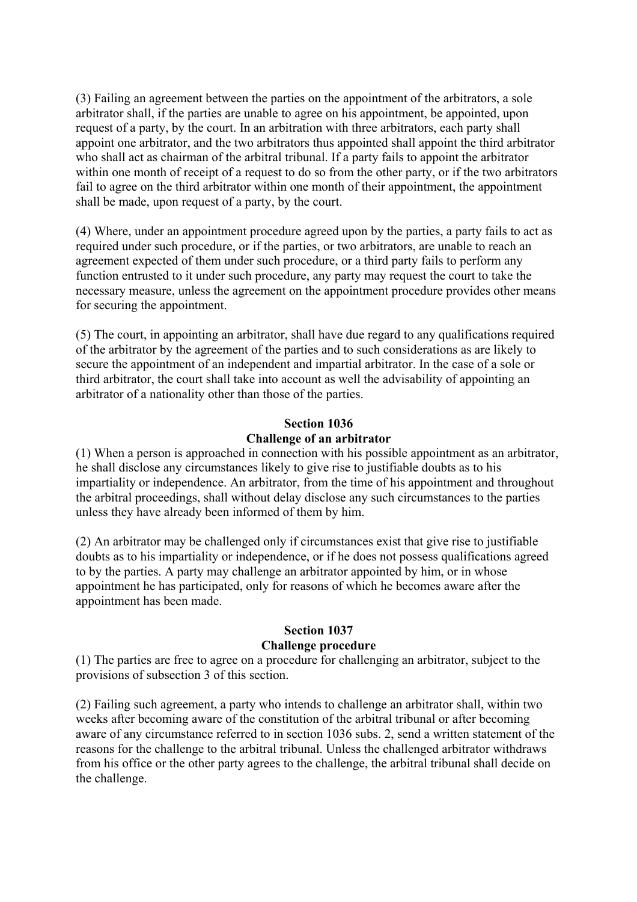(3) Failing an agreement between the parties on the appointment of the arbitrators, a sole arbitrator shall, if the parties are unable to agree on his appointment, be appointed, upon request of a party, by the court. In an arbitration with three arbitrators, each party shall appoint one arbitrator, and the two arbitrators thus appointed shall appoint the third arbitrator who shall act as chairman of the arbitral tribunal. If a party fails to appoint the arbitrator within one month of receipt of a request to do so from the other party, or if the two arbitrators fail to agree on the third arbitrator within one month of their appointment, the appointment shall be made, upon request of a party, by the court.

(4) Where, under an appointment procedure agreed upon by the parties, a party fails to act as required under such procedure, or if the parties, or two arbitrators, are unable to reach an agreement expected of them under such procedure, or a third party fails to perform any function entrusted to it under such procedure, any party may request the court to take the necessary measure, unless the agreement on the appointment procedure provides other means for securing the appointment.

(5) The court, in appointing an arbitrator, shall have due regard to any qualifications required of the arbitrator by the agreement of the parties and to such considerations as are likely to secure the appointment of an independent and impartial arbitrator. In the case of a sole or third arbitrator, the court shall take into account as well the advisability of appointing an arbitrator of a nationality other than those of the parties.

**Section 1036**
**Challenge of an arbitrator**

(1) When a person is approached in connection with his possible appointment as an arbitrator, he shall disclose any circumstances likely to give rise to justifiable doubts as to his impartiality or independence. An arbitrator, from the time of his appointment and throughout the arbitral proceedings, shall without delay disclose any such circumstances to the parties unless they have already been informed of them by him.

(2) An arbitrator may be challenged only if circumstances exist that give rise to justifiable doubts as to his impartiality or independence, or if he does not possess qualifications agreed to by the parties. A party may challenge an arbitrator appointed by him, or in whose appointment he has participated, only for reasons of which he becomes aware after the appointment has been made.

**Section 1037**
**Challenge procedure**

(1) The parties are free to agree on a procedure for challenging an arbitrator, subject to the provisions of subsection 3 of this section.

(2) Failing such agreement, a party who intends to challenge an arbitrator shall, within two weeks after becoming aware of the constitution of the arbitral tribunal or after becoming aware of any circumstance referred to in section 1036 subs. 2, send a written statement of the reasons for the challenge to the arbitral tribunal. Unless the challenged arbitrator withdraws from his office or the other party agrees to the challenge, the arbitral tribunal shall decide on the challenge.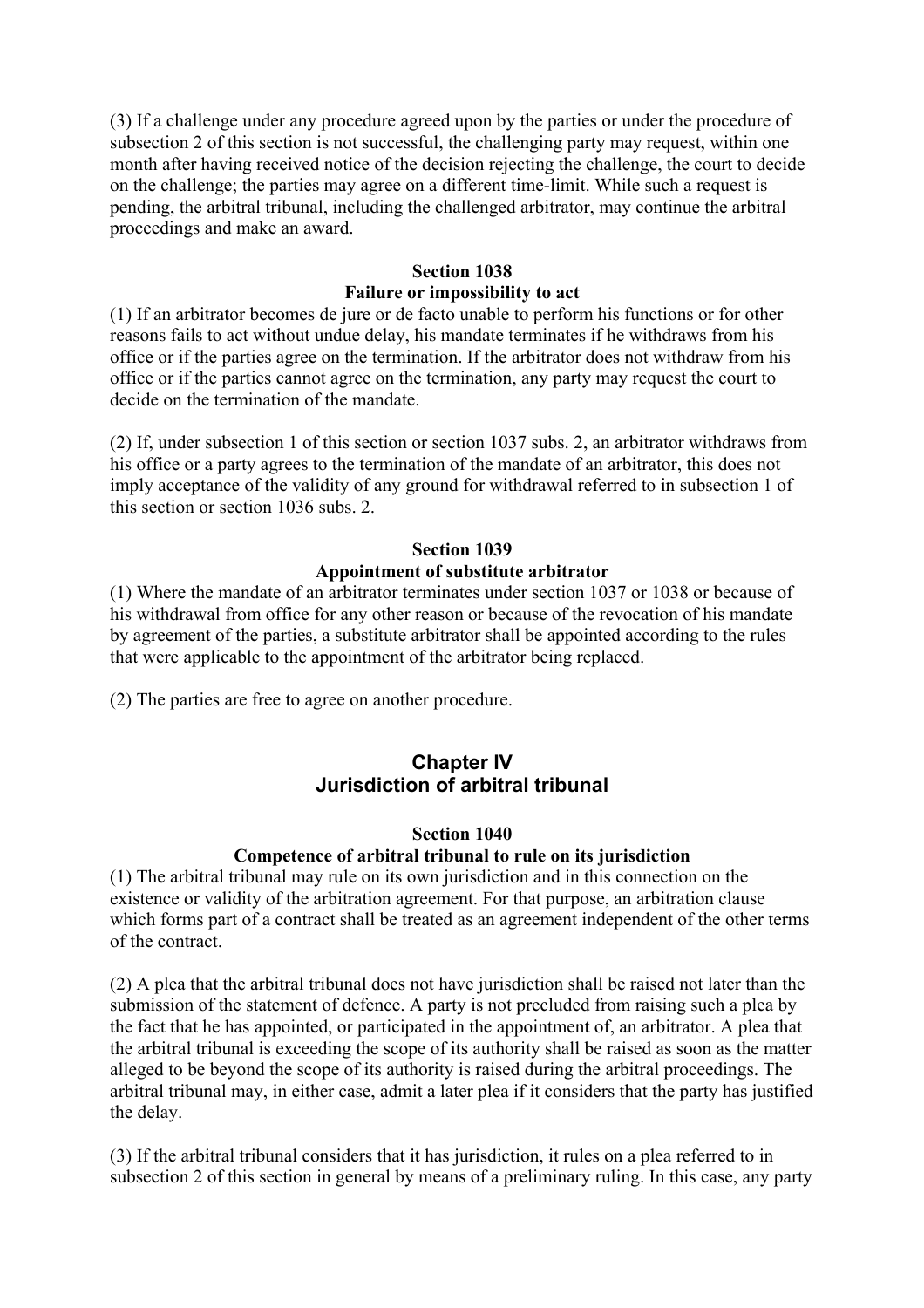(3) If a challenge under any procedure agreed upon by the parties or under the procedure of subsection 2 of this section is not successful, the challenging party may request, within one month after having received notice of the decision rejecting the challenge, the court to decide on the challenge; the parties may agree on a different time-limit. While such a request is pending, the arbitral tribunal, including the challenged arbitrator, may continue the arbitral proceedings and make an award.

**Section 1038**
**Failure or impossibility to act**

(1) If an arbitrator becomes de jure or de facto unable to perform his functions or for other reasons fails to act without undue delay, his mandate terminates if he withdraws from his office or if the parties agree on the termination. If the arbitrator does not withdraw from his office or if the parties cannot agree on the termination, any party may request the court to decide on the termination of the mandate.

(2) If, under subsection 1 of this section or section 1037 subs. 2, an arbitrator withdraws from his office or a party agrees to the termination of the mandate of an arbitrator, this does not imply acceptance of the validity of any ground for withdrawal referred to in subsection 1 of this section or section 1036 subs. 2.

**Section 1039**
**Appointment of substitute arbitrator**

(1) Where the mandate of an arbitrator terminates under section 1037 or 1038 or because of his withdrawal from office for any other reason or because of the revocation of his mandate by agreement of the parties, a substitute arbitrator shall be appointed according to the rules that were applicable to the appointment of the arbitrator being replaced.

(2) The parties are free to agree on another procedure.

## Chapter IV
## Jurisdiction of arbitral tribunal

**Section 1040**
**Competence of arbitral tribunal to rule on its jurisdiction**

(1) The arbitral tribunal may rule on its own jurisdiction and in this connection on the existence or validity of the arbitration agreement. For that purpose, an arbitration clause which forms part of a contract shall be treated as an agreement independent of the other terms of the contract.

(2) A plea that the arbitral tribunal does not have jurisdiction shall be raised not later than the submission of the statement of defence. A party is not precluded from raising such a plea by the fact that he has appointed, or participated in the appointment of, an arbitrator. A plea that the arbitral tribunal is exceeding the scope of its authority shall be raised as soon as the matter alleged to be beyond the scope of its authority is raised during the arbitral proceedings. The arbitral tribunal may, in either case, admit a later plea if it considers that the party has justified the delay.

(3) If the arbitral tribunal considers that it has jurisdiction, it rules on a plea referred to in subsection 2 of this section in general by means of a preliminary ruling. In this case, any party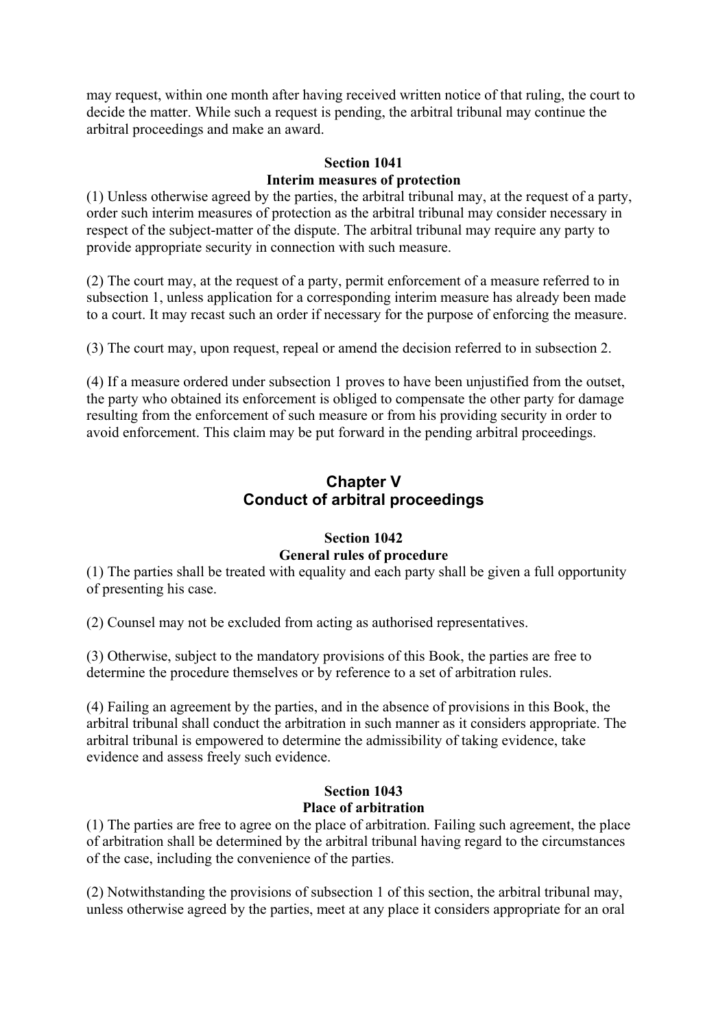may request, within one month after having received written notice of that ruling, the court to decide the matter. While such a request is pending, the arbitral tribunal may continue the arbitral proceedings and make an award.

**Section 1041**
**Interim measures of protection**

(1) Unless otherwise agreed by the parties, the arbitral tribunal may, at the request of a party, order such interim measures of protection as the arbitral tribunal may consider necessary in respect of the subject-matter of the dispute. The arbitral tribunal may require any party to provide appropriate security in connection with such measure.

(2) The court may, at the request of a party, permit enforcement of a measure referred to in subsection 1, unless application for a corresponding interim measure has already been made to a court. It may recast such an order if necessary for the purpose of enforcing the measure.

(3) The court may, upon request, repeal or amend the decision referred to in subsection 2.

(4) If a measure ordered under subsection 1 proves to have been unjustified from the outset, the party who obtained its enforcement is obliged to compensate the other party for damage resulting from the enforcement of such measure or from his providing security in order to avoid enforcement. This claim may be put forward in the pending arbitral proceedings.

## Chapter V
## Conduct of arbitral proceedings

**Section 1042**
**General rules of procedure**

(1) The parties shall be treated with equality and each party shall be given a full opportunity of presenting his case.

(2) Counsel may not be excluded from acting as authorised representatives.

(3) Otherwise, subject to the mandatory provisions of this Book, the parties are free to determine the procedure themselves or by reference to a set of arbitration rules.

(4) Failing an agreement by the parties, and in the absence of provisions in this Book, the arbitral tribunal shall conduct the arbitration in such manner as it considers appropriate. The arbitral tribunal is empowered to determine the admissibility of taking evidence, take evidence and assess freely such evidence.

**Section 1043**
**Place of arbitration**

(1) The parties are free to agree on the place of arbitration. Failing such agreement, the place of arbitration shall be determined by the arbitral tribunal having regard to the circumstances of the case, including the convenience of the parties.

(2) Notwithstanding the provisions of subsection 1 of this section, the arbitral tribunal may, unless otherwise agreed by the parties, meet at any place it considers appropriate for an oral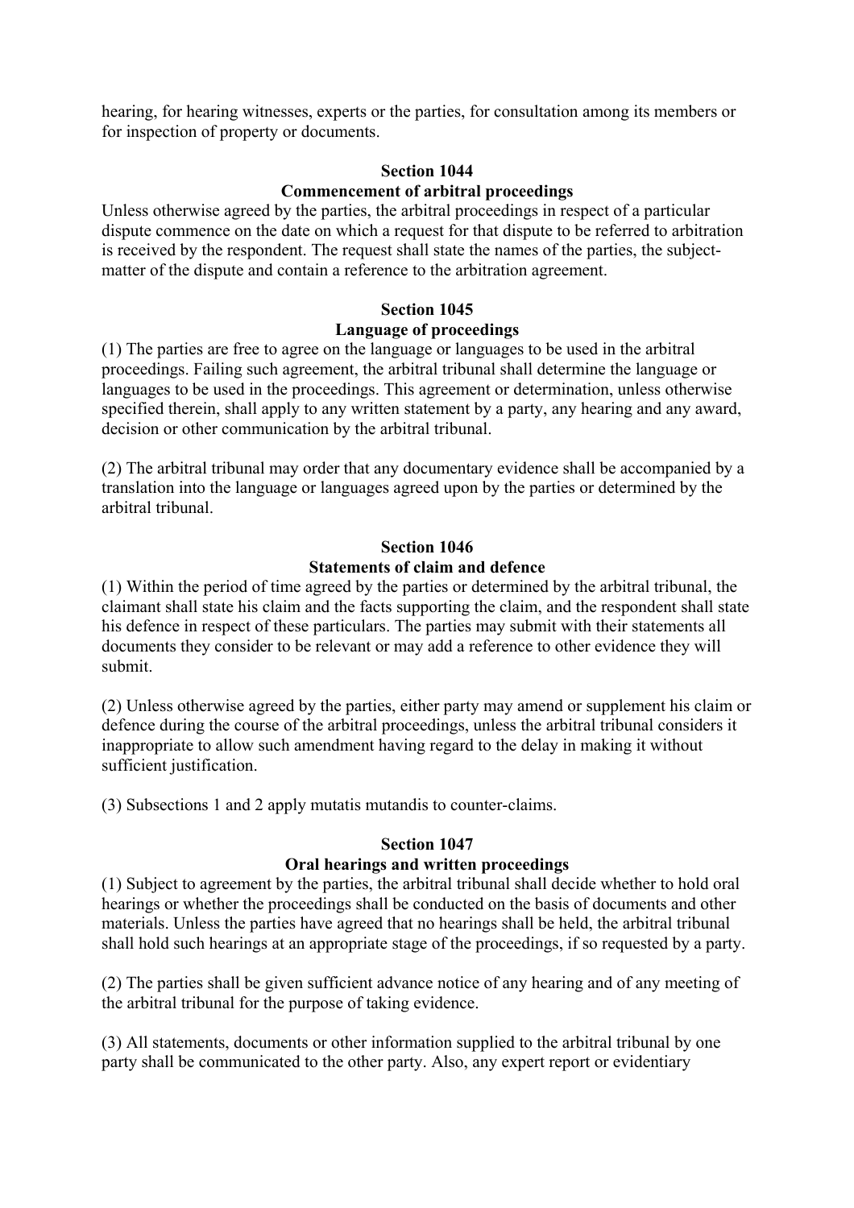hearing, for hearing witnesses, experts or the parties, for consultation among its members or for inspection of property or documents.

### Section 1044
### Commencement of arbitral proceedings

Unless otherwise agreed by the parties, the arbitral proceedings in respect of a particular dispute commence on the date on which a request for that dispute to be referred to arbitration is received by the respondent. The request shall state the names of the parties, the subject-matter of the dispute and contain a reference to the arbitration agreement.

### Section 1045
### Language of proceedings

(1) The parties are free to agree on the language or languages to be used in the arbitral proceedings. Failing such agreement, the arbitral tribunal shall determine the language or languages to be used in the proceedings. This agreement or determination, unless otherwise specified therein, shall apply to any written statement by a party, any hearing and any award, decision or other communication by the arbitral tribunal.

(2) The arbitral tribunal may order that any documentary evidence shall be accompanied by a translation into the language or languages agreed upon by the parties or determined by the arbitral tribunal.

### Section 1046
### Statements of claim and defence

(1) Within the period of time agreed by the parties or determined by the arbitral tribunal, the claimant shall state his claim and the facts supporting the claim, and the respondent shall state his defence in respect of these particulars. The parties may submit with their statements all documents they consider to be relevant or may add a reference to other evidence they will submit.

(2) Unless otherwise agreed by the parties, either party may amend or supplement his claim or defence during the course of the arbitral proceedings, unless the arbitral tribunal considers it inappropriate to allow such amendment having regard to the delay in making it without sufficient justification.

(3) Subsections 1 and 2 apply mutatis mutandis to counter-claims.

### Section 1047
### Oral hearings and written proceedings

(1) Subject to agreement by the parties, the arbitral tribunal shall decide whether to hold oral hearings or whether the proceedings shall be conducted on the basis of documents and other materials. Unless the parties have agreed that no hearings shall be held, the arbitral tribunal shall hold such hearings at an appropriate stage of the proceedings, if so requested by a party.

(2) The parties shall be given sufficient advance notice of any hearing and of any meeting of the arbitral tribunal for the purpose of taking evidence.

(3) All statements, documents or other information supplied to the arbitral tribunal by one party shall be communicated to the other party. Also, any expert report or evidentiary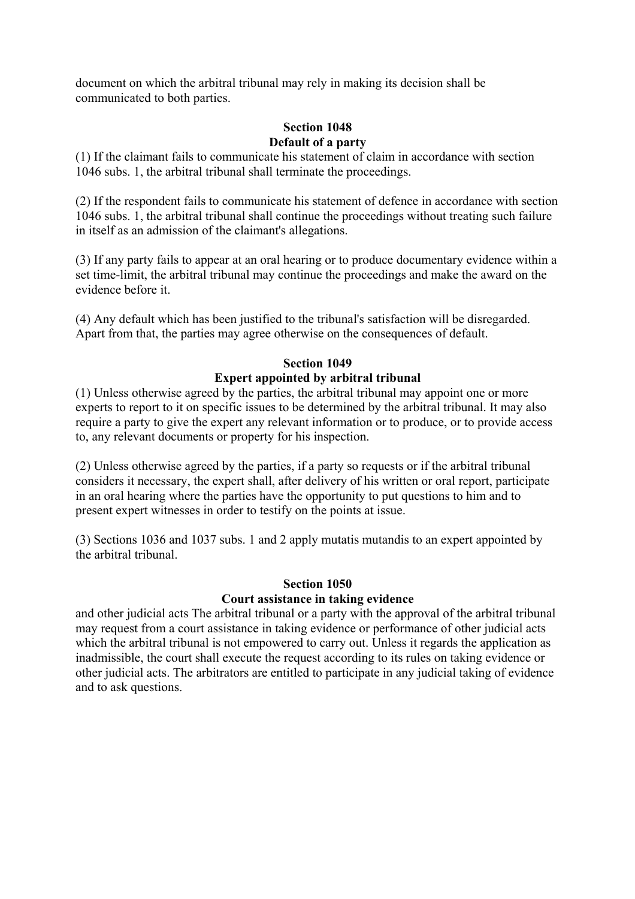document on which the arbitral tribunal may rely in making its decision shall be communicated to both parties.

**Section 1048**
**Default of a party**

(1) If the claimant fails to communicate his statement of claim in accordance with section 1046 subs. 1, the arbitral tribunal shall terminate the proceedings.

(2) If the respondent fails to communicate his statement of defence in accordance with section 1046 subs. 1, the arbitral tribunal shall continue the proceedings without treating such failure in itself as an admission of the claimant's allegations.

(3) If any party fails to appear at an oral hearing or to produce documentary evidence within a set time-limit, the arbitral tribunal may continue the proceedings and make the award on the evidence before it.

(4) Any default which has been justified to the tribunal's satisfaction will be disregarded. Apart from that, the parties may agree otherwise on the consequences of default.

**Section 1049**
**Expert appointed by arbitral tribunal**

(1) Unless otherwise agreed by the parties, the arbitral tribunal may appoint one or more experts to report to it on specific issues to be determined by the arbitral tribunal. It may also require a party to give the expert any relevant information or to produce, or to provide access to, any relevant documents or property for his inspection.

(2) Unless otherwise agreed by the parties, if a party so requests or if the arbitral tribunal considers it necessary, the expert shall, after delivery of his written or oral report, participate in an oral hearing where the parties have the opportunity to put questions to him and to present expert witnesses in order to testify on the points at issue.

(3) Sections 1036 and 1037 subs. 1 and 2 apply mutatis mutandis to an expert appointed by the arbitral tribunal.

**Section 1050**
**Court assistance in taking evidence**

and other judicial acts The arbitral tribunal or a party with the approval of the arbitral tribunal may request from a court assistance in taking evidence or performance of other judicial acts which the arbitral tribunal is not empowered to carry out. Unless it regards the application as inadmissible, the court shall execute the request according to its rules on taking evidence or other judicial acts. The arbitrators are entitled to participate in any judicial taking of evidence and to ask questions.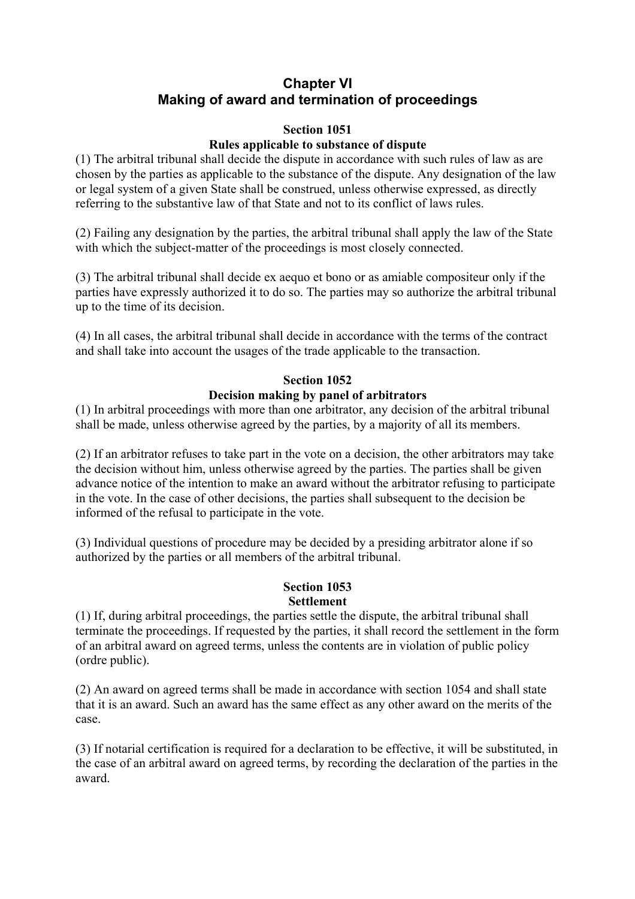# Chapter VI
# Making of award and termination of proceedings

### Section 1051
### Rules applicable to substance of dispute

(1) The arbitral tribunal shall decide the dispute in accordance with such rules of law as are chosen by the parties as applicable to the substance of the dispute. Any designation of the law or legal system of a given State shall be construed, unless otherwise expressed, as directly referring to the substantive law of that State and not to its conflict of laws rules.

(2) Failing any designation by the parties, the arbitral tribunal shall apply the law of the State with which the subject-matter of the proceedings is most closely connected.

(3) The arbitral tribunal shall decide ex aequo et bono or as amiable compositeur only if the parties have expressly authorized it to do so. The parties may so authorize the arbitral tribunal up to the time of its decision.

(4) In all cases, the arbitral tribunal shall decide in accordance with the terms of the contract and shall take into account the usages of the trade applicable to the transaction.

### Section 1052
### Decision making by panel of arbitrators

(1) In arbitral proceedings with more than one arbitrator, any decision of the arbitral tribunal shall be made, unless otherwise agreed by the parties, by a majority of all its members.

(2) If an arbitrator refuses to take part in the vote on a decision, the other arbitrators may take the decision without him, unless otherwise agreed by the parties. The parties shall be given advance notice of the intention to make an award without the arbitrator refusing to participate in the vote. In the case of other decisions, the parties shall subsequent to the decision be informed of the refusal to participate in the vote.

(3) Individual questions of procedure may be decided by a presiding arbitrator alone if so authorized by the parties or all members of the arbitral tribunal.

### Section 1053
### Settlement

(1) If, during arbitral proceedings, the parties settle the dispute, the arbitral tribunal shall terminate the proceedings. If requested by the parties, it shall record the settlement in the form of an arbitral award on agreed terms, unless the contents are in violation of public policy (ordre public).

(2) An award on agreed terms shall be made in accordance with section 1054 and shall state that it is an award. Such an award has the same effect as any other award on the merits of the case.

(3) If notarial certification is required for a declaration to be effective, it will be substituted, in the case of an arbitral award on agreed terms, by recording the declaration of the parties in the award.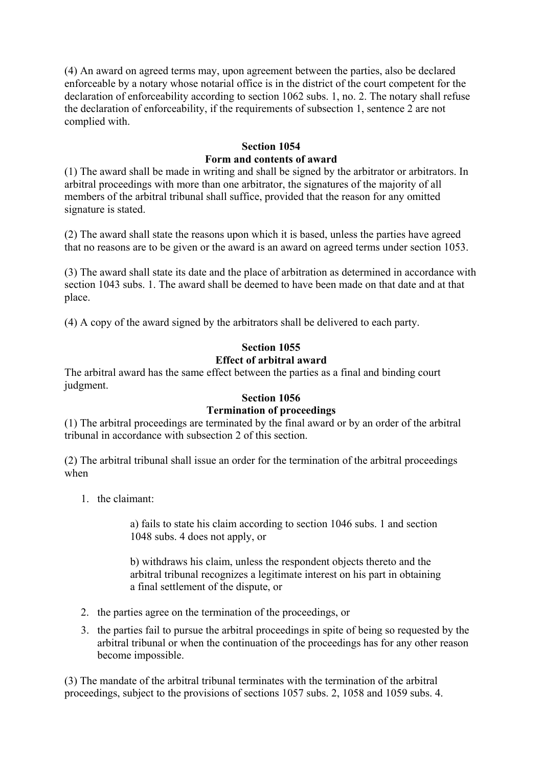(4) An award on agreed terms may, upon agreement between the parties, also be declared enforceable by a notary whose notarial office is in the district of the court competent for the declaration of enforceability according to section 1062 subs. 1, no. 2. The notary shall refuse the declaration of enforceability, if the requirements of subsection 1, sentence 2 are not complied with.

**Section 1054**
**Form and contents of award**

(1) The award shall be made in writing and shall be signed by the arbitrator or arbitrators. In arbitral proceedings with more than one arbitrator, the signatures of the majority of all members of the arbitral tribunal shall suffice, provided that the reason for any omitted signature is stated.

(2) The award shall state the reasons upon which it is based, unless the parties have agreed that no reasons are to be given or the award is an award on agreed terms under section 1053.

(3) The award shall state its date and the place of arbitration as determined in accordance with section 1043 subs. 1. The award shall be deemed to have been made on that date and at that place.

(4) A copy of the award signed by the arbitrators shall be delivered to each party.

**Section 1055**
**Effect of arbitral award**

The arbitral award has the same effect between the parties as a final and binding court judgment.

**Section 1056**
**Termination of proceedings**

(1) The arbitral proceedings are terminated by the final award or by an order of the arbitral tribunal in accordance with subsection 2 of this section.

(2) The arbitral tribunal shall issue an order for the termination of the arbitral proceedings when

1. the claimant:

    a) fails to state his claim according to section 1046 subs. 1 and section 1048 subs. 4 does not apply, or

    b) withdraws his claim, unless the respondent objects thereto and the arbitral tribunal recognizes a legitimate interest on his part in obtaining a final settlement of the dispute, or

2. the parties agree on the termination of the proceedings, or
3. the parties fail to pursue the arbitral proceedings in spite of being so requested by the arbitral tribunal or when the continuation of the proceedings has for any other reason become impossible.

(3) The mandate of the arbitral tribunal terminates with the termination of the arbitral proceedings, subject to the provisions of sections 1057 subs. 2, 1058 and 1059 subs. 4.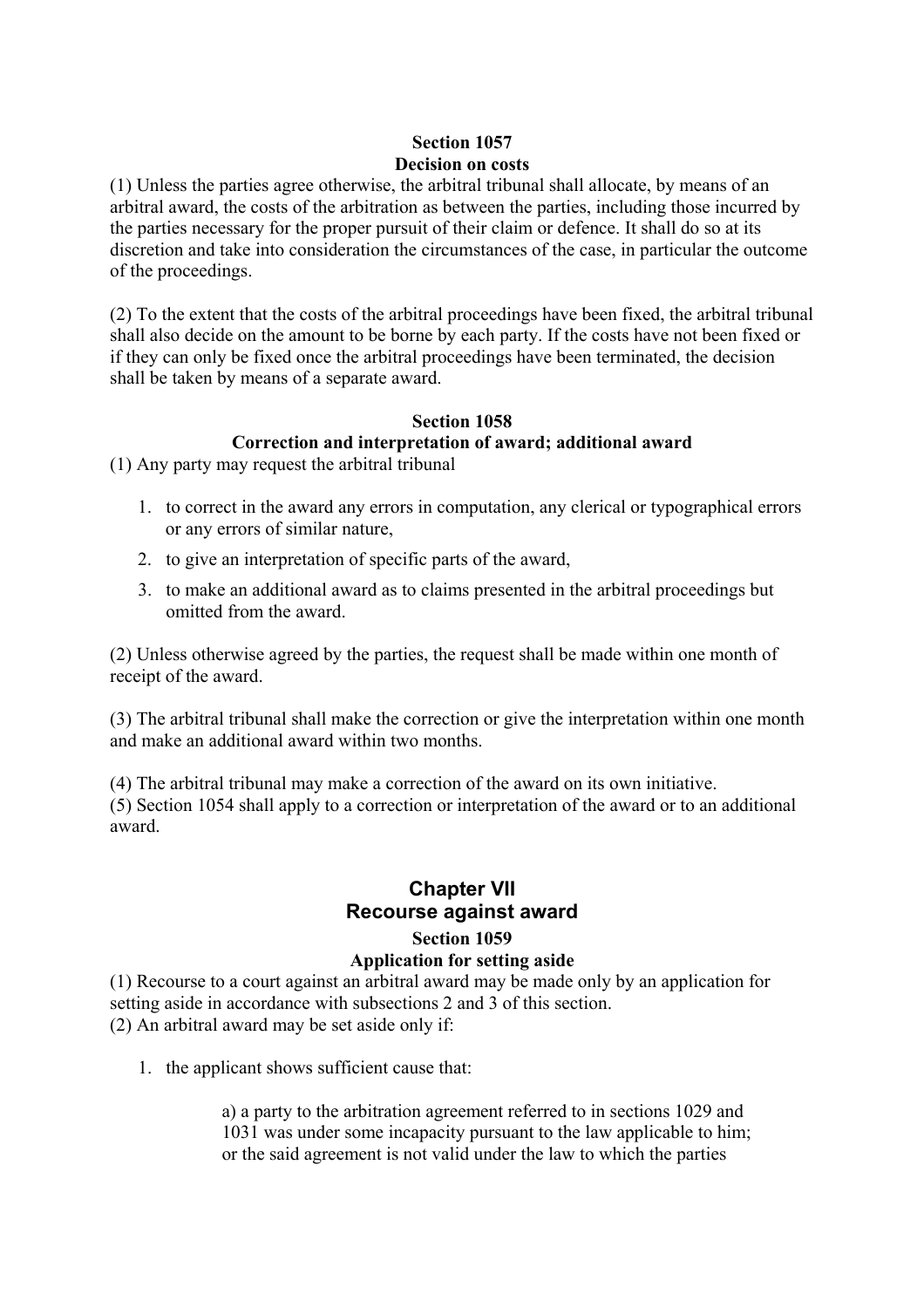### Section 1057
### Decision on costs

(1) Unless the parties agree otherwise, the arbitral tribunal shall allocate, by means of an arbitral award, the costs of the arbitration as between the parties, including those incurred by the parties necessary for the proper pursuit of their claim or defence. It shall do so at its discretion and take into consideration the circumstances of the case, in particular the outcome of the proceedings.

(2) To the extent that the costs of the arbitral proceedings have been fixed, the arbitral tribunal shall also decide on the amount to be borne by each party. If the costs have not been fixed or if they can only be fixed once the arbitral proceedings have been terminated, the decision shall be taken by means of a separate award.

### Section 1058
### Correction and interpretation of award; additional award

(1) Any party may request the arbitral tribunal

1. to correct in the award any errors in computation, any clerical or typographical errors or any errors of similar nature,
2. to give an interpretation of specific parts of the award,
3. to make an additional award as to claims presented in the arbitral proceedings but omitted from the award.

(2) Unless otherwise agreed by the parties, the request shall be made within one month of receipt of the award.

(3) The arbitral tribunal shall make the correction or give the interpretation within one month and make an additional award within two months.

(4) The arbitral tribunal may make a correction of the award on its own initiative.
(5) Section 1054 shall apply to a correction or interpretation of the award or to an additional award.

## Chapter VII
## Recourse against award

### Section 1059
### Application for setting aside

(1) Recourse to a court against an arbitral award may be made only by an application for setting aside in accordance with subsections 2 and 3 of this section.
(2) An arbitral award may be set aside only if:

1. the applicant shows sufficient cause that:

   a) a party to the arbitration agreement referred to in sections 1029 and 1031 was under some incapacity pursuant to the law applicable to him; or the said agreement is not valid under the law to which the parties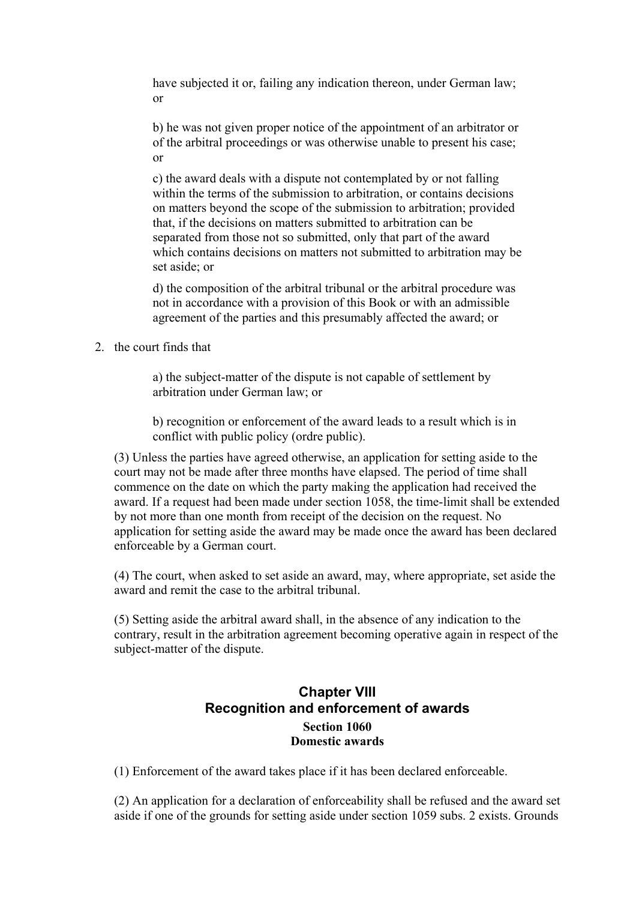have subjected it or, failing any indication thereon, under German law; or

b) he was not given proper notice of the appointment of an arbitrator or of the arbitral proceedings or was otherwise unable to present his case; or

c) the award deals with a dispute not contemplated by or not falling within the terms of the submission to arbitration, or contains decisions on matters beyond the scope of the submission to arbitration; provided that, if the decisions on matters submitted to arbitration can be separated from those not so submitted, only that part of the award which contains decisions on matters not submitted to arbitration may be set aside; or

d) the composition of the arbitral tribunal or the arbitral procedure was not in accordance with a provision of this Book or with an admissible agreement of the parties and this presumably affected the award; or

2. the court finds that

a) the subject-matter of the dispute is not capable of settlement by arbitration under German law; or

b) recognition or enforcement of the award leads to a result which is in conflict with public policy (ordre public).

(3) Unless the parties have agreed otherwise, an application for setting aside to the court may not be made after three months have elapsed. The period of time shall commence on the date on which the party making the application had received the award. If a request had been made under section 1058, the time-limit shall be extended by not more than one month from receipt of the decision on the request. No application for setting aside the award may be made once the award has been declared enforceable by a German court.

(4) The court, when asked to set aside an award, may, where appropriate, set aside the award and remit the case to the arbitral tribunal.

(5) Setting aside the arbitral award shall, in the absence of any indication to the contrary, result in the arbitration agreement becoming operative again in respect of the subject-matter of the dispute.

## Chapter VIII
## Recognition and enforcement of awards

### Section 1060
### Domestic awards

(1) Enforcement of the award takes place if it has been declared enforceable.

(2) An application for a declaration of enforceability shall be refused and the award set aside if one of the grounds for setting aside under section 1059 subs. 2 exists. Grounds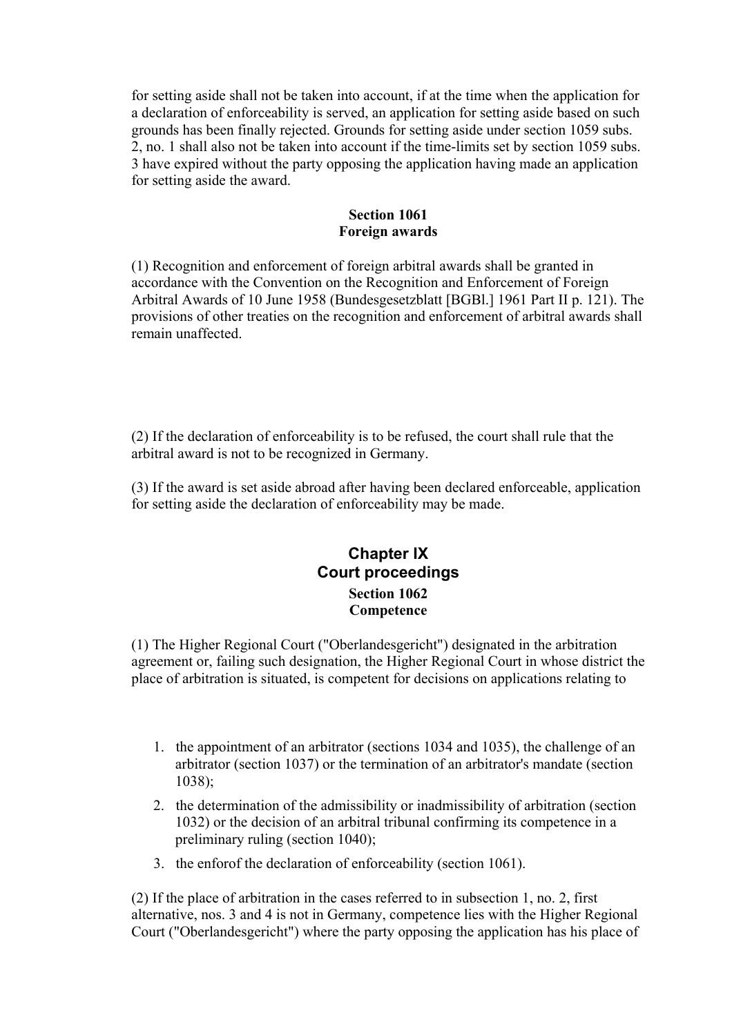for setting aside shall not be taken into account, if at the time when the application for a declaration of enforceability is served, an application for setting aside based on such grounds has been finally rejected. Grounds for setting aside under section 1059 subs. 2, no. 1 shall also not be taken into account if the time-limits set by section 1059 subs. 3 have expired without the party opposing the application having made an application for setting aside the award.

### Section 1061
### Foreign awards

(1) Recognition and enforcement of foreign arbitral awards shall be granted in accordance with the Convention on the Recognition and Enforcement of Foreign Arbitral Awards of 10 June 1958 (Bundesgesetzblatt [BGBl.] 1961 Part II p. 121). The provisions of other treaties on the recognition and enforcement of arbitral awards shall remain unaffected.

(2) If the declaration of enforceability is to be refused, the court shall rule that the arbitral award is not to be recognized in Germany.

(3) If the award is set aside abroad after having been declared enforceable, application for setting aside the declaration of enforceability may be made.

## Chapter IX
## Court proceedings

### Section 1062
### Competence

(1) The Higher Regional Court ("Oberlandesgericht") designated in the arbitration agreement or, failing such designation, the Higher Regional Court in whose district the place of arbitration is situated, is competent for decisions on applications relating to

1. the appointment of an arbitrator (sections 1034 and 1035), the challenge of an arbitrator (section 1037) or the termination of an arbitrator's mandate (section 1038);
2. the determination of the admissibility or inadmissibility of arbitration (section 1032) or the decision of an arbitral tribunal confirming its competence in a preliminary ruling (section 1040);
3. the enforof the declaration of enforceability (section 1061).

(2) If the place of arbitration in the cases referred to in subsection 1, no. 2, first alternative, nos. 3 and 4 is not in Germany, competence lies with the Higher Regional Court ("Oberlandesgericht") where the party opposing the application has his place of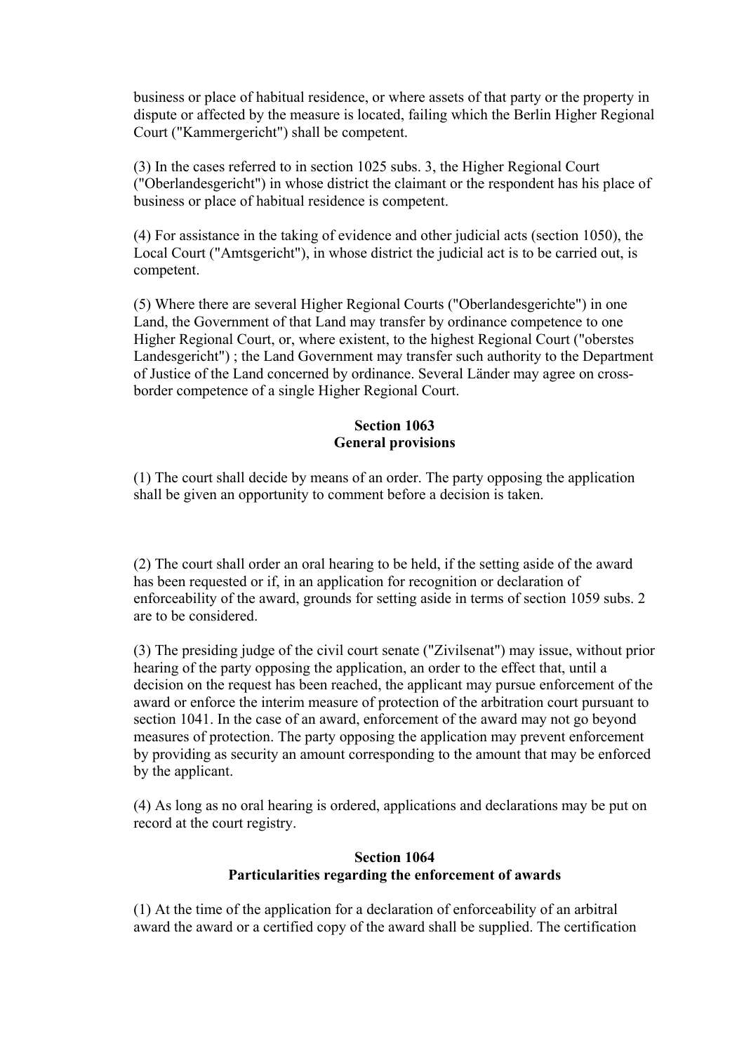business or place of habitual residence, or where assets of that party or the property in dispute or affected by the measure is located, failing which the Berlin Higher Regional Court ("Kammergericht") shall be competent.

(3) In the cases referred to in section 1025 subs. 3, the Higher Regional Court ("Oberlandesgericht") in whose district the claimant or the respondent has his place of business or place of habitual residence is competent.

(4) For assistance in the taking of evidence and other judicial acts (section 1050), the Local Court ("Amtsgericht"), in whose district the judicial act is to be carried out, is competent.

(5) Where there are several Higher Regional Courts ("Oberlandesgerichte") in one Land, the Government of that Land may transfer by ordinance competence to one Higher Regional Court, or, where existent, to the highest Regional Court ("oberstes Landesgericht") ; the Land Government may transfer such authority to the Department of Justice of the Land concerned by ordinance. Several Länder may agree on cross-border competence of a single Higher Regional Court.

**Section 1063**
**General provisions**

(1) The court shall decide by means of an order. The party opposing the application shall be given an opportunity to comment before a decision is taken.

(2) The court shall order an oral hearing to be held, if the setting aside of the award has been requested or if, in an application for recognition or declaration of enforceability of the award, grounds for setting aside in terms of section 1059 subs. 2 are to be considered.

(3) The presiding judge of the civil court senate ("Zivilsenat") may issue, without prior hearing of the party opposing the application, an order to the effect that, until a decision on the request has been reached, the applicant may pursue enforcement of the award or enforce the interim measure of protection of the arbitration court pursuant to section 1041. In the case of an award, enforcement of the award may not go beyond measures of protection. The party opposing the application may prevent enforcement by providing as security an amount corresponding to the amount that may be enforced by the applicant.

(4) As long as no oral hearing is ordered, applications and declarations may be put on record at the court registry.

**Section 1064**
**Particularities regarding the enforcement of awards**

(1) At the time of the application for a declaration of enforceability of an arbitral award the award or a certified copy of the award shall be supplied. The certification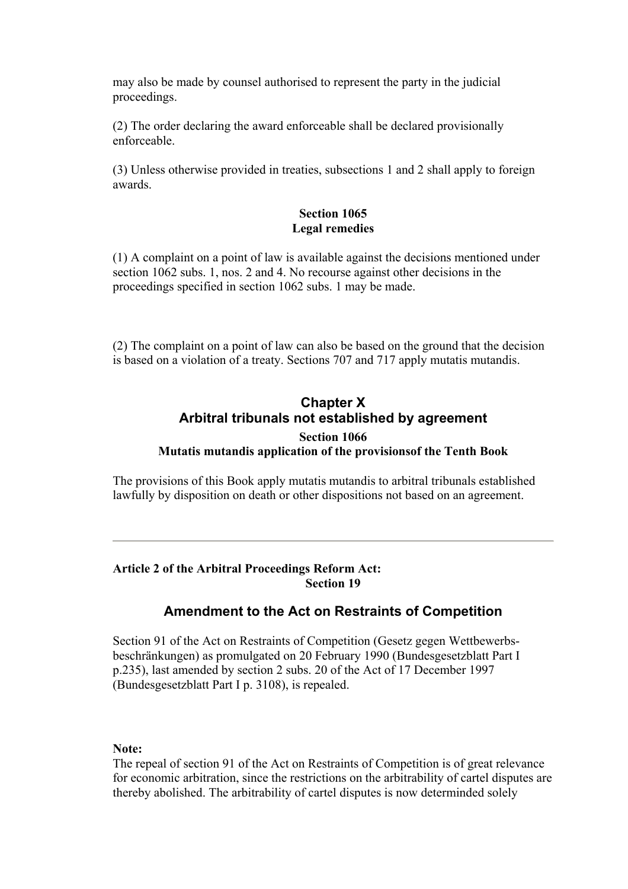may also be made by counsel authorised to represent the party in the judicial proceedings.

(2) The order declaring the award enforceable shall be declared provisionally enforceable.

(3) Unless otherwise provided in treaties, subsections 1 and 2 shall apply to foreign awards.

**Section 1065**
**Legal remedies**

(1) A complaint on a point of law is available against the decisions mentioned under section 1062 subs. 1, nos. 2 and 4. No recourse against other decisions in the proceedings specified in section 1062 subs. 1 may be made.

(2) The complaint on a point of law can also be based on the ground that the decision is based on a violation of a treaty. Sections 707 and 717 apply mutatis mutandis.

## Chapter X
## Arbitral tribunals not established by agreement

**Section 1066**
**Mutatis mutandis application of the provisionsof the Tenth Book**

The provisions of this Book apply mutatis mutandis to arbitral tribunals established lawfully by disposition on death or other dispositions not based on an agreement.

---

**Article 2 of the Arbitral Proceedings Reform Act:**
**Section 19**

## Amendment to the Act on Restraints of Competition

Section 91 of the Act on Restraints of Competition (Gesetz gegen Wettbewerbs-beschränkungen) as promulgated on 20 February 1990 (Bundesgesetzblatt Part I p.235), last amended by section 2 subs. 20 of the Act of 17 December 1997 (Bundesgesetzblatt Part I p. 3108), is repealed.

**Note:**
The repeal of section 91 of the Act on Restraints of Competition is of great relevance for economic arbitration, since the restrictions on the arbitrability of cartel disputes are thereby abolished. The arbitrability of cartel disputes is now determinded solely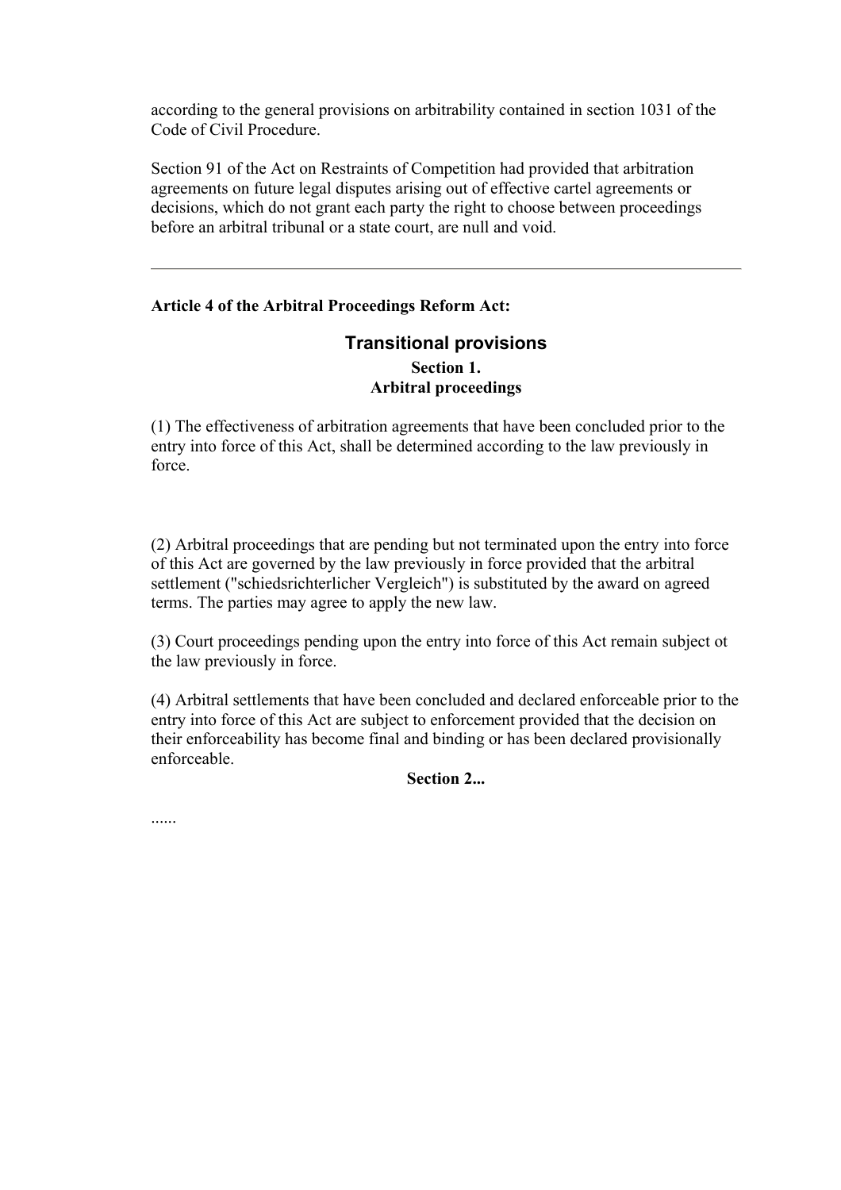according to the general provisions on arbitrability contained in section 1031 of the Code of Civil Procedure.

Section 91 of the Act on Restraints of Competition had provided that arbitration agreements on future legal disputes arising out of effective cartel agreements or decisions, which do not grant each party the right to choose between proceedings before an arbitral tribunal or a state court, are null and void.

---

**Article 4 of the Arbitral Proceedings Reform Act:**

## Transitional provisions

**Section 1.**
**Arbitral proceedings**

(1) The effectiveness of arbitration agreements that have been concluded prior to the entry into force of this Act, shall be determined according to the law previously in force.

(2) Arbitral proceedings that are pending but not terminated upon the entry into force of this Act are governed by the law previously in force provided that the arbitral settlement ("schiedsrichterlicher Vergleich") is substituted by the award on agreed terms. The parties may agree to apply the new law.

(3) Court proceedings pending upon the entry into force of this Act remain subject ot the law previously in force.

(4) Arbitral settlements that have been concluded and declared enforceable prior to the entry into force of this Act are subject to enforcement provided that the decision on their enforceability has become final and binding or has been declared provisionally enforceable.

**Section 2...**

......